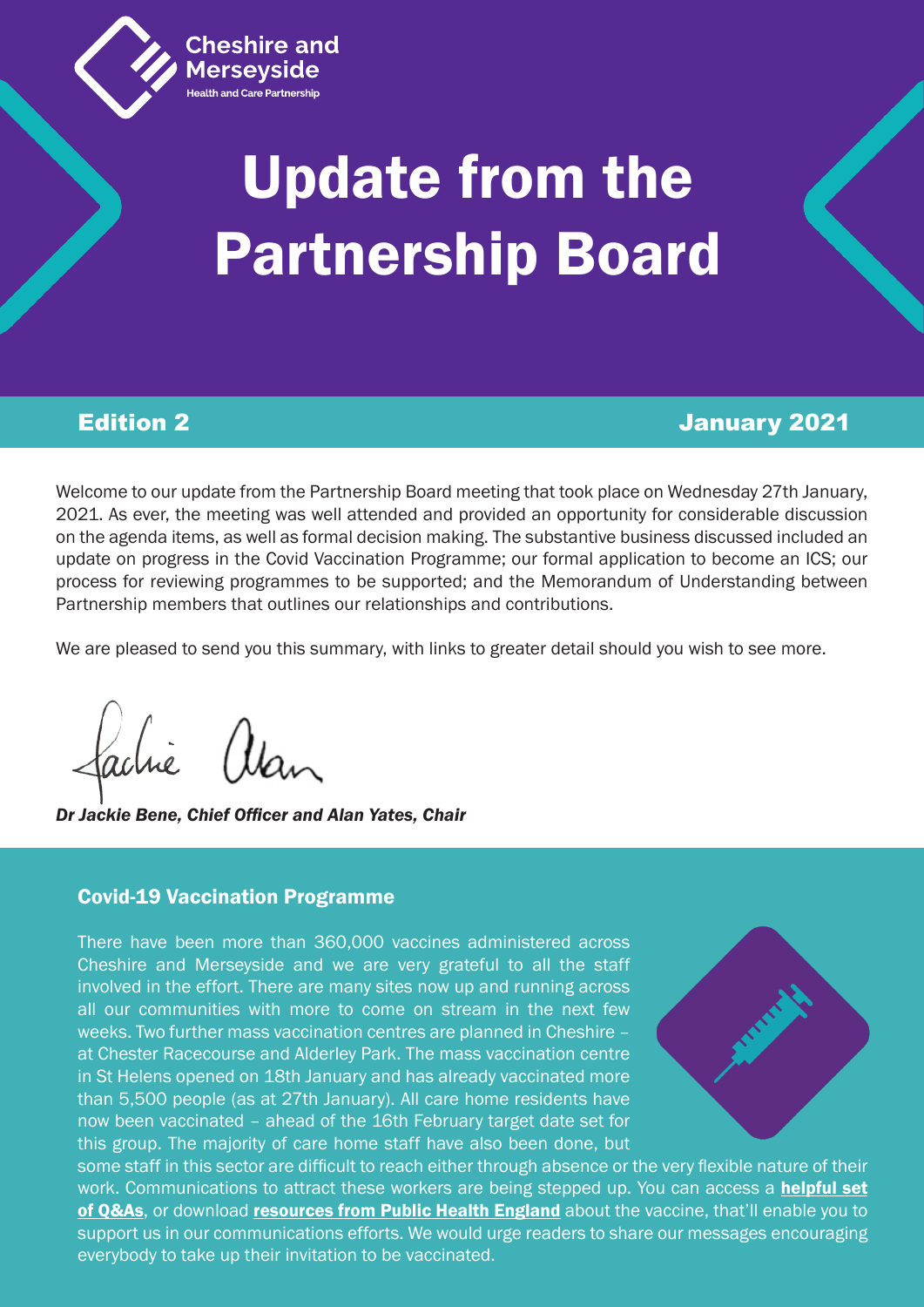Cheshire and Merseyside
Health and Care Partnership

# Update from the Partnership Board

**Edition 2** **January 2021**

Welcome to our update from the Partnership Board meeting that took place on Wednesday 27th January, 2021. As ever, the meeting was well attended and provided an opportunity for considerable discussion on the agenda items, as well as formal decision making. The substantive business discussed included an update on progress in the Covid Vaccination Programme; our formal application to become an ICS; our process for reviewing programmes to be supported; and the Memorandum of Understanding between Partnership members that outlines our relationships and contributions.

We are pleased to send you this summary, with links to greater detail should you wish to see more.

*Dr Jackie Bene, Chief Officer and Alan Yates, Chair*

## Covid-19 Vaccination Programme

There have been more than 360,000 vaccines administered across Cheshire and Merseyside and we are very grateful to all the staff involved in the effort. There are many sites now up and running across all our communities with more to come on stream in the next few weeks. Two further mass vaccination centres are planned in Cheshire – at Chester Racecourse and Alderley Park. The mass vaccination centre in St Helens opened on 18th January and has already vaccinated more than 5,500 people (as at 27th January). All care home residents have now been vaccinated – ahead of the 16th February target date set for this group. The majority of care home staff have also been done, but some staff in this sector are difficult to reach either through absence or the very flexible nature of their work. Communications to attract these workers are being stepped up. You can access a **helpful set of Q&As**, or download **resources from Public Health England** about the vaccine, that'll enable you to support us in our communications efforts. We would urge readers to share our messages encouraging everybody to take up their invitation to be vaccinated.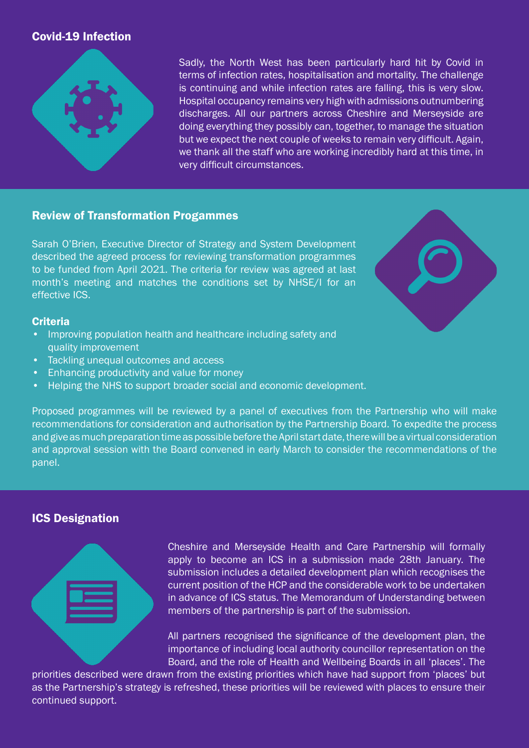## Covid-19 Infection

Sadly, the North West has been particularly hard hit by Covid in terms of infection rates, hospitalisation and mortality. The challenge is continuing and while infection rates are falling, this is very slow. Hospital occupancy remains very high with admissions outnumbering discharges. All our partners across Cheshire and Merseyside are doing everything they possibly can, together, to manage the situation but we expect the next couple of weeks to remain very difficult. Again, we thank all the staff who are working incredibly hard at this time, in very difficult circumstances.

## Review of Transformation Progammes

Sarah O'Brien, Executive Director of Strategy and System Development described the agreed process for reviewing transformation programmes to be funded from April 2021. The criteria for review was agreed at last month's meeting and matches the conditions set by NHSE/I for an effective ICS.

### Criteria

- Improving population health and healthcare including safety and quality improvement
- Tackling unequal outcomes and access
- Enhancing productivity and value for money
- Helping the NHS to support broader social and economic development.

Proposed programmes will be reviewed by a panel of executives from the Partnership who will make recommendations for consideration and authorisation by the Partnership Board. To expedite the process and give as much preparation time as possible before the April start date, there will be a virtual consideration and approval session with the Board convened in early March to consider the recommendations of the panel.

## ICS Designation

Cheshire and Merseyside Health and Care Partnership will formally apply to become an ICS in a submission made 28th January. The submission includes a detailed development plan which recognises the current position of the HCP and the considerable work to be undertaken in advance of ICS status. The Memorandum of Understanding between members of the partnership is part of the submission.

All partners recognised the significance of the development plan, the importance of including local authority councillor representation on the Board, and the role of Health and Wellbeing Boards in all 'places'. The priorities described were drawn from the existing priorities which have had support from 'places' but as the Partnership's strategy is refreshed, these priorities will be reviewed with places to ensure their continued support.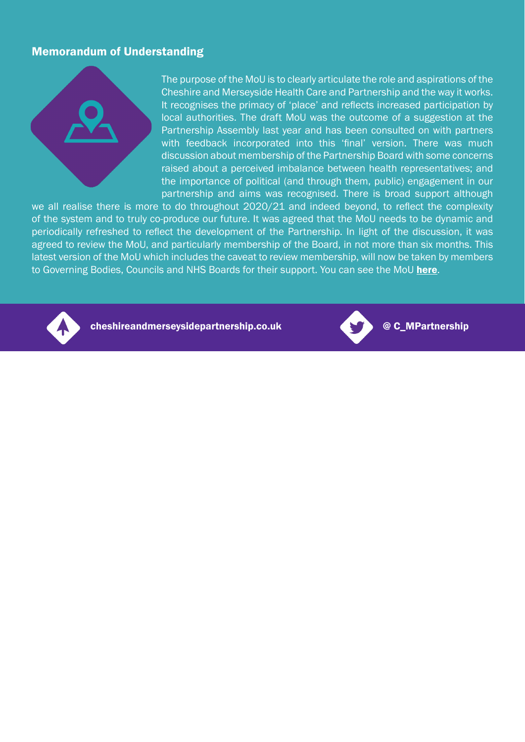## Memorandum of Understanding

The purpose of the MoU is to clearly articulate the role and aspirations of the Cheshire and Merseyside Health Care and Partnership and the way it works. It recognises the primacy of 'place' and reflects increased participation by local authorities. The draft MoU was the outcome of a suggestion at the Partnership Assembly last year and has been consulted on with partners with feedback incorporated into this 'final' version. There was much discussion about membership of the Partnership Board with some concerns raised about a perceived imbalance between health representatives; and the importance of political (and through them, public) engagement in our partnership and aims was recognised. There is broad support although we all realise there is more to do throughout 2020/21 and indeed beyond, to reflect the complexity of the system and to truly co-produce our future. It was agreed that the MoU needs to be dynamic and periodically refreshed to reflect the development of the Partnership. In light of the discussion, it was agreed to review the MoU, and particularly membership of the Board, in not more than six months. This latest version of the MoU which includes the caveat to review membership, will now be taken by members to Governing Bodies, Councils and NHS Boards for their support. You can see the MoU **here**.

**cheshireandmerseysidepartnership.co.uk**

**@ C_MPartnership**